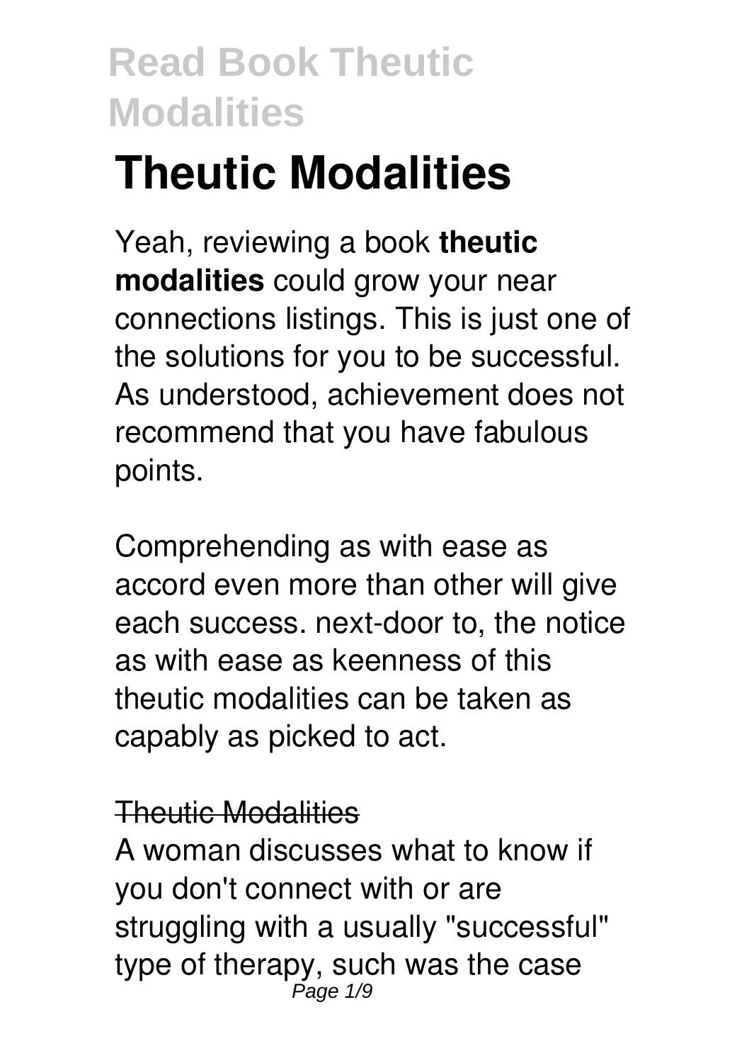# Theutic Modalities

Yeah, reviewing a book **theutic modalities** could grow your near connections listings. This is just one of the solutions for you to be successful. As understood, achievement does not recommend that you have fabulous points.

Comprehending as with ease as accord even more than other will give each success. next-door to, the notice as with ease as keenness of this theutic modalities can be taken as capably as picked to act.

## Theutic Modalities

A woman discusses what to know if you don't connect with or are struggling with a usually "successful" type of therapy, such was the case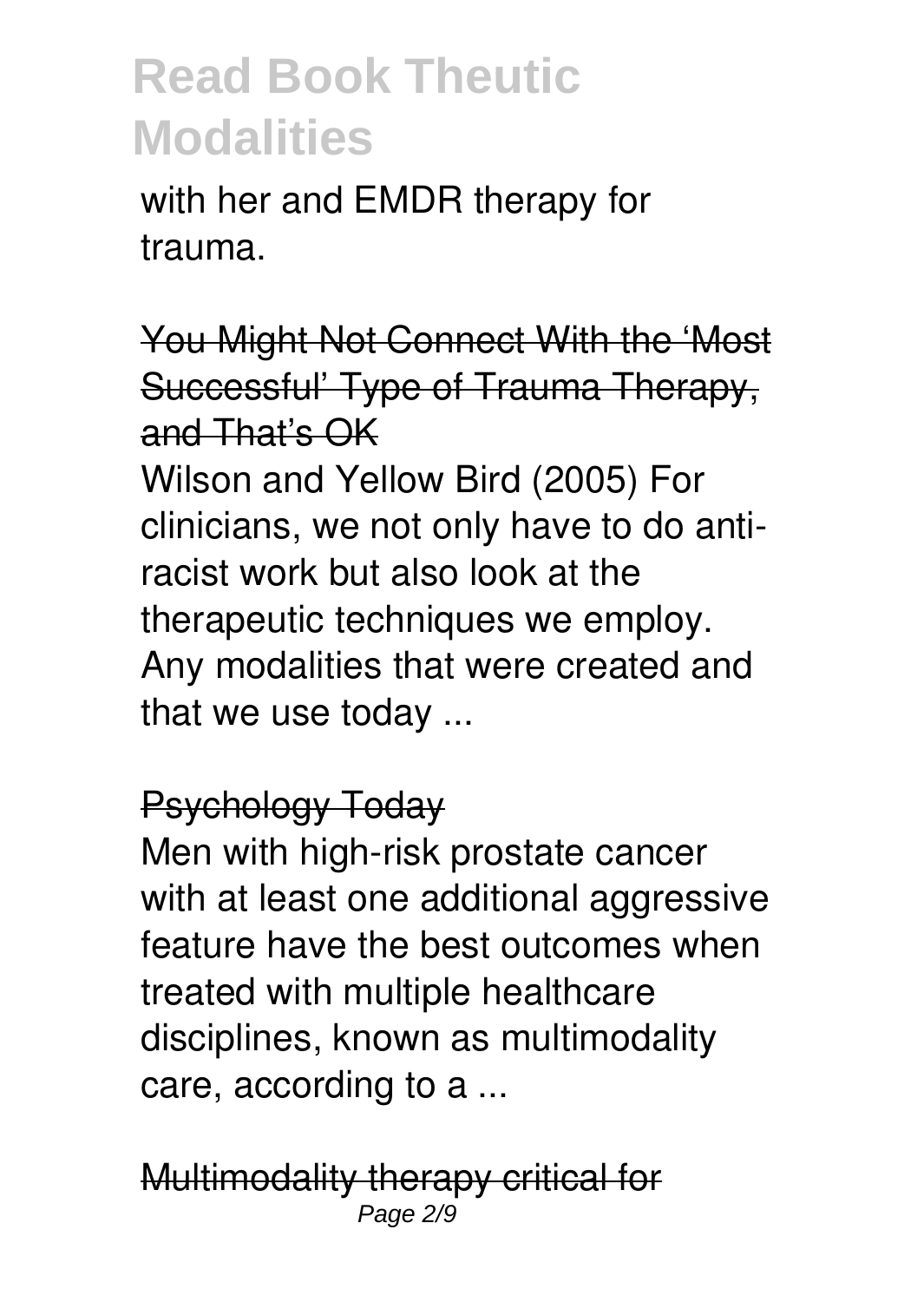with her and EMDR therapy for trauma.

You Might Not Connect With the 'Most Successful' Type of Trauma Therapy, and That's OK

Wilson and Yellow Bird (2005) For clinicians, we not only have to do anti-racist work but also look at the therapeutic techniques we employ. Any modalities that were created and that we use today ...

Psychology Today

Men with high-risk prostate cancer with at least one additional aggressive feature have the best outcomes when treated with multiple healthcare disciplines, known as multimodality care, according to a ...

Multimodality therapy critical for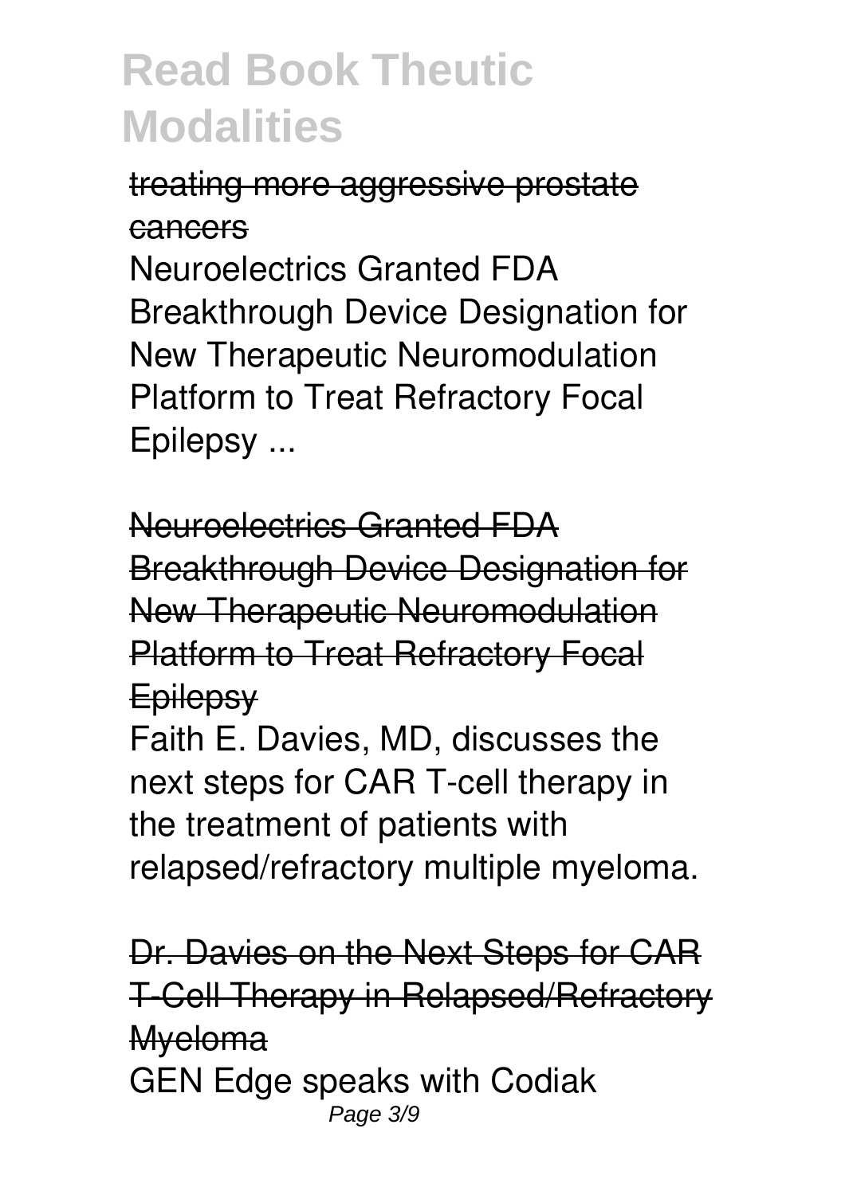treating more aggressive prostate cancers

Neuroelectrics Granted FDA Breakthrough Device Designation for New Therapeutic Neuromodulation Platform to Treat Refractory Focal Epilepsy ...

Neuroelectrics Granted FDA Breakthrough Device Designation for New Therapeutic Neuromodulation Platform to Treat Refractory Focal Epilepsy

Faith E. Davies, MD, discusses the next steps for CAR T-cell therapy in the treatment of patients with relapsed/refractory multiple myeloma.

Dr. Davies on the Next Steps for CAR T-Cell Therapy in Relapsed/Refractory Myeloma

GEN Edge speaks with Codiak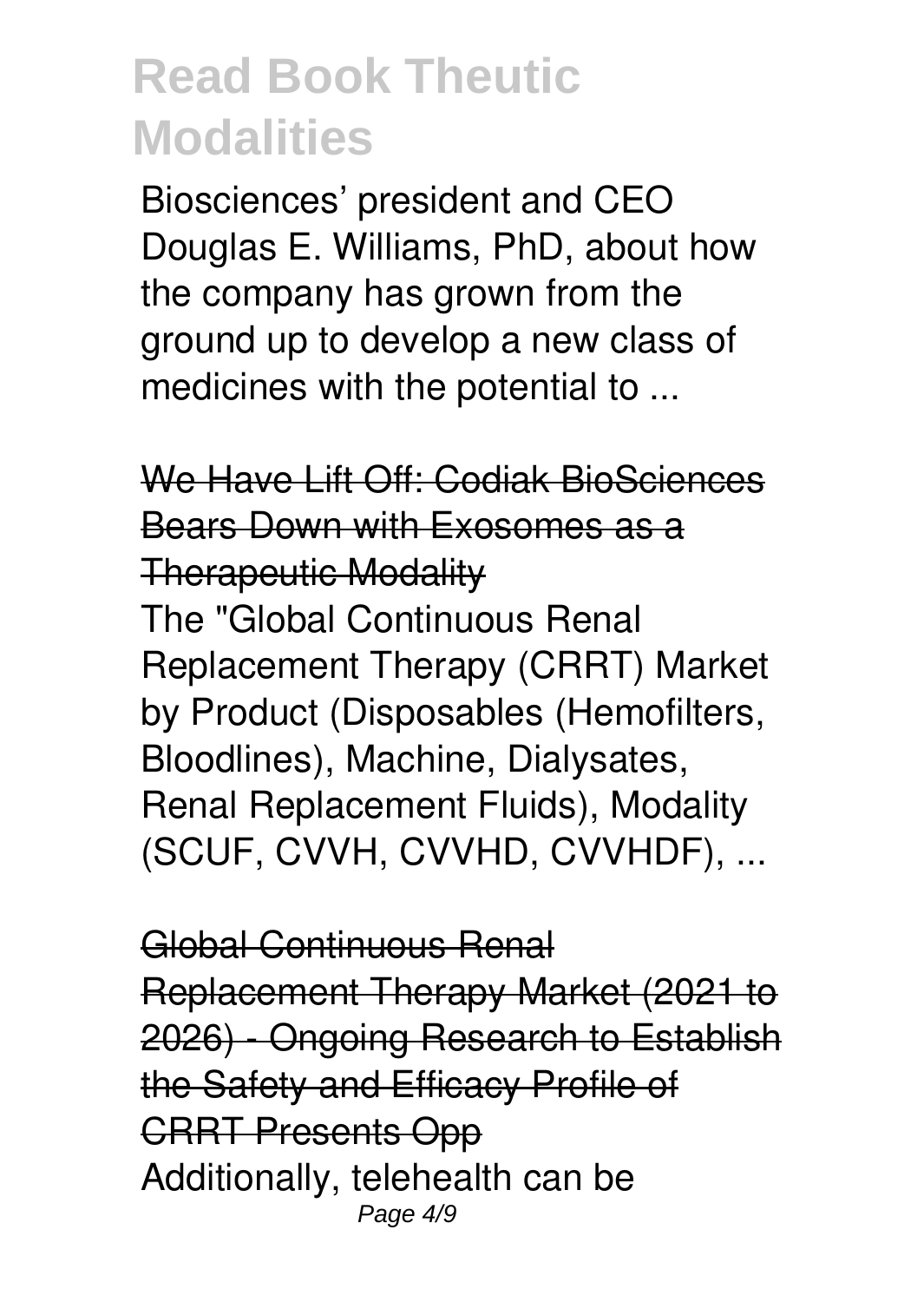Biosciences' president and CEO Douglas E. Williams, PhD, about how the company has grown from the ground up to develop a new class of medicines with the potential to ...

## We Have Lift Off: Codiak BioSciences Bears Down with Exosomes as a Therapeutic Modality

The "Global Continuous Renal Replacement Therapy (CRRT) Market by Product (Disposables (Hemofilters, Bloodlines), Machine, Dialysates, Renal Replacement Fluids), Modality (SCUF, CVVH, CVVHD, CVVHDF), ...

## Global Continuous Renal Replacement Therapy Market (2021 to 2026) - Ongoing Research to Establish the Safety and Efficacy Profile of CRRT Presents Opp

Additionally, telehealth can be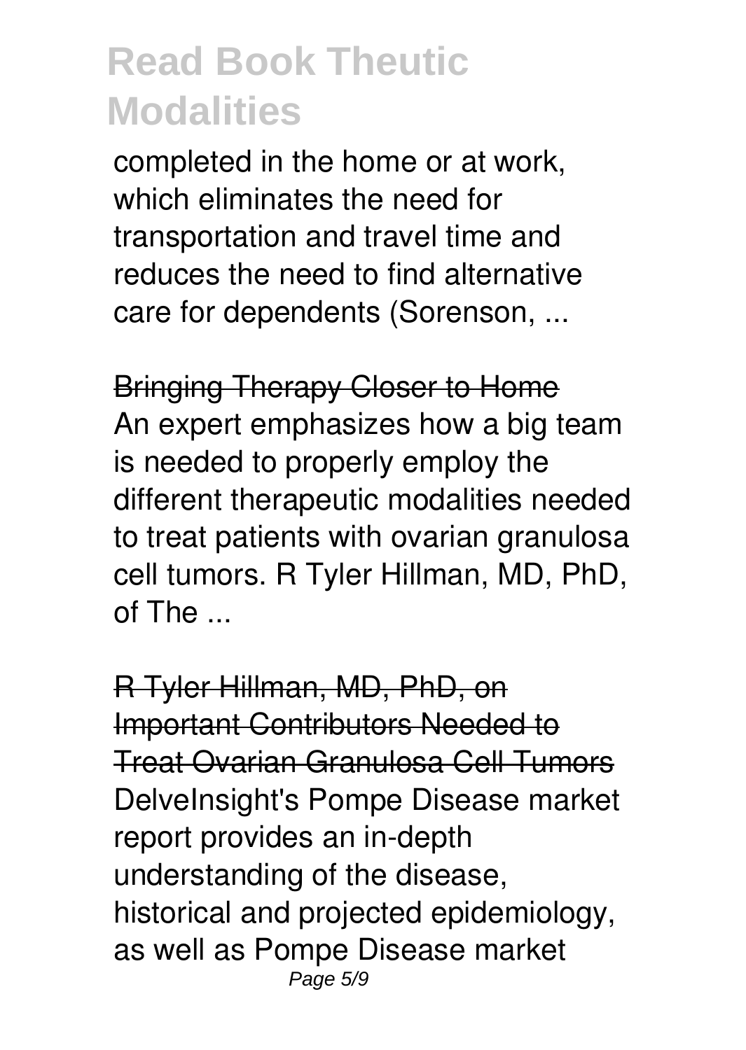completed in the home or at work, which eliminates the need for transportation and travel time and reduces the need to find alternative care for dependents (Sorenson, ...

Bringing Therapy Closer to Home

An expert emphasizes how a big team is needed to properly employ the different therapeutic modalities needed to treat patients with ovarian granulosa cell tumors. R Tyler Hillman, MD, PhD, of The ...

R Tyler Hillman, MD, PhD, on Important Contributors Needed to Treat Ovarian Granulosa Cell Tumors

DelveInsight's Pompe Disease market report provides an in-depth understanding of the disease, historical and projected epidemiology, as well as Pompe Disease market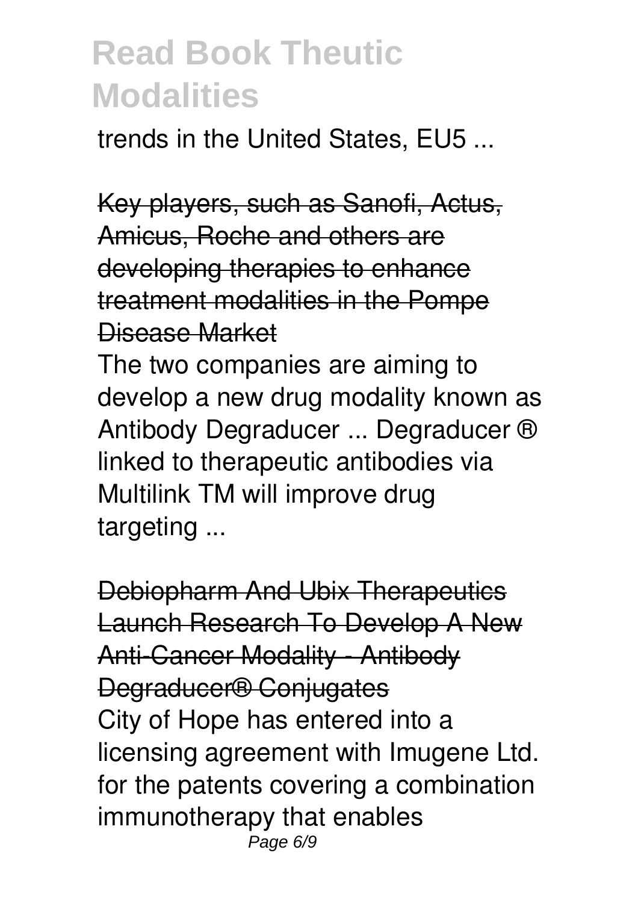trends in the United States, EU5 ...

Key players, such as Sanofi, Actus, Amicus, Roche and others are developing therapies to enhance treatment modalities in the Pompe Disease Market

The two companies are aiming to develop a new drug modality known as Antibody Degraducer ... Degraducer ® linked to therapeutic antibodies via Multilink TM will improve drug targeting ...

Debiopharm And Ubix Therapeutics Launch Research To Develop A New Anti-Cancer Modality - Antibody Degraducer® Conjugates

City of Hope has entered into a licensing agreement with Imugene Ltd. for the patents covering a combination immunotherapy that enables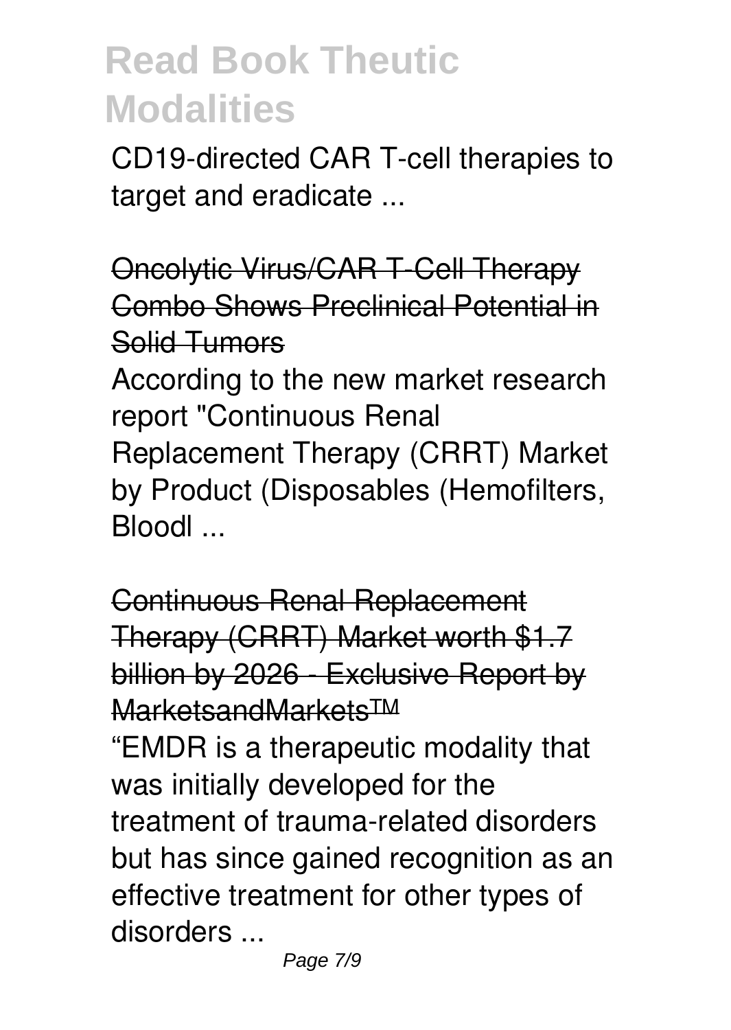# Read Book Theutic Modalities

CD19-directed CAR T-cell therapies to target and eradicate ...

Oncolytic Virus/CAR T-Cell Therapy Combo Shows Preclinical Potential in Solid Tumors

According to the new market research report "Continuous Renal Replacement Therapy (CRRT) Market by Product (Disposables (Hemofilters, Bloodl ...

Continuous Renal Replacement Therapy (CRRT) Market worth $1.7 billion by 2026 - Exclusive Report by MarketsandMarkets™

"EMDR is a therapeutic modality that was initially developed for the treatment of trauma-related disorders but has since gained recognition as an effective treatment for other types of disorders ...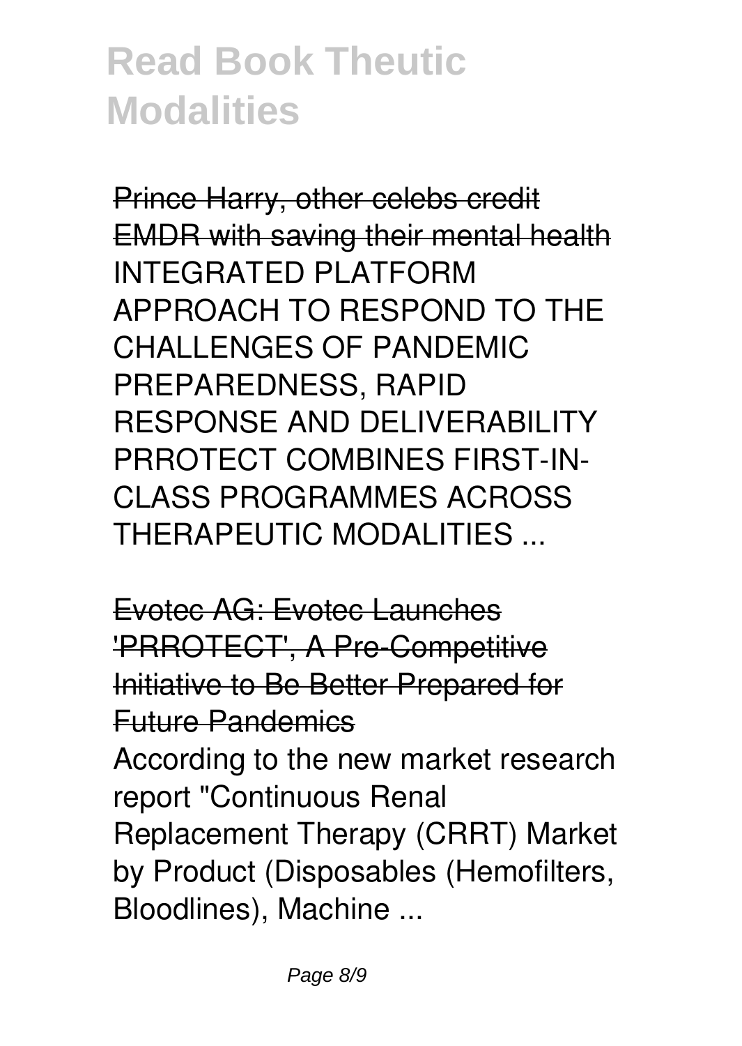Prince Harry, other celebs credit EMDR with saving their mental health

INTEGRATED PLATFORM APPROACH TO RESPOND TO THE CHALLENGES OF PANDEMIC PREPAREDNESS, RAPID RESPONSE AND DELIVERABILITY PRROTECT COMBINES FIRST-IN-CLASS PROGRAMMES ACROSS THERAPEUTIC MODALITIES ...

Evotec AG: Evotec Launches 'PRROTECT', A Pre-Competitive Initiative to Be Better Prepared for Future Pandemics

According to the new market research report "Continuous Renal Replacement Therapy (CRRT) Market by Product (Disposables (Hemofilters, Bloodlines), Machine ...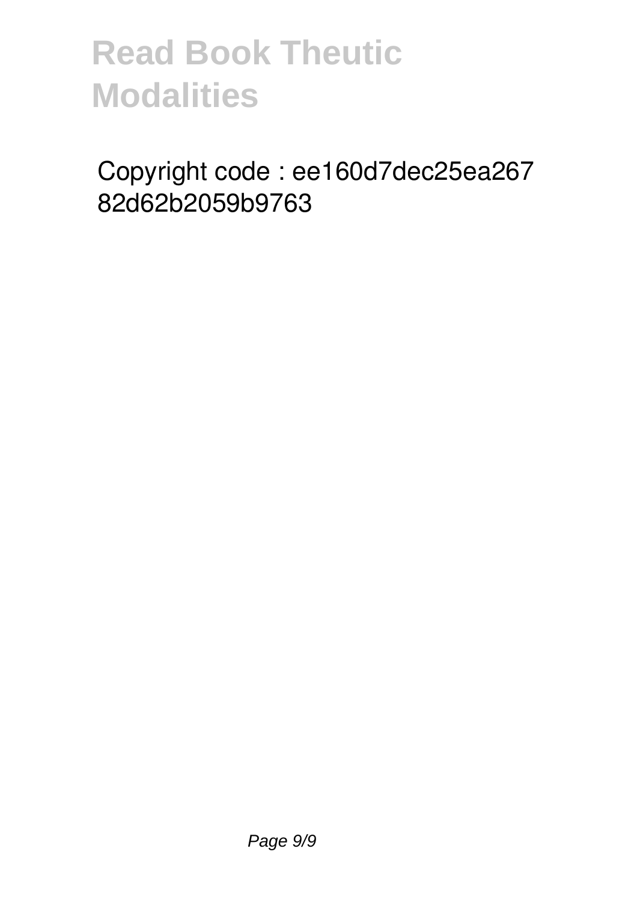Copyright code : ee160d7dec25ea267 82d62b2059b9763